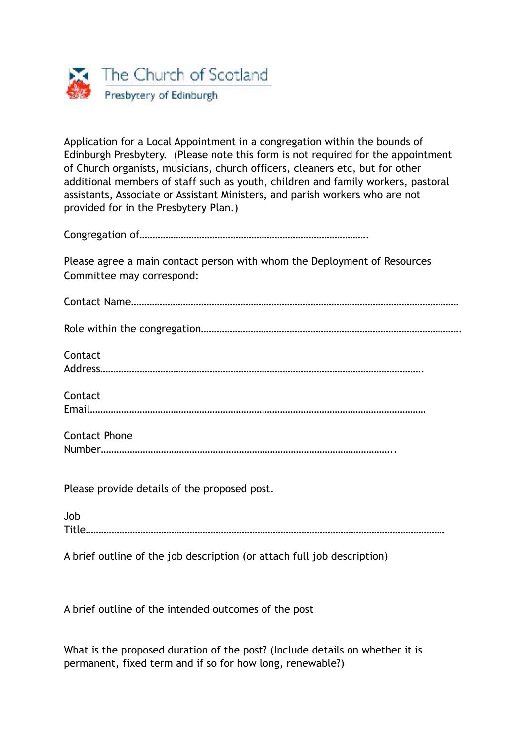The Church of Scotland
Presbytery of Edinburgh

Application for a Local Appointment in a congregation within the bounds of Edinburgh Presbytery. (Please note this form is not required for the appointment of Church organists, musicians, church officers, cleaners etc, but for other additional members of staff such as youth, children and family workers, pastoral assistants, Associate or Assistant Ministers, and parish workers who are not provided for in the Presbytery Plan.)

Congregation of………………………………………………………………………….

Please agree a main contact person with whom the Deployment of Resources Committee may correspond:

Contact Name…………………………………………………………………………………………………

Role within the congregation……………………………………………………………………………….

Contact Address……………………………………………………………………………………………….

Contact Email…………………………………………………………………………………………………

Contact Phone Number……………………………………………………………………………………..

Please provide details of the proposed post.

Job Title………………………………………………………………………………………………………

A brief outline of the job description (or attach full job description)

A brief outline of the intended outcomes of the post

What is the proposed duration of the post? (Include details on whether it is permanent, fixed term and if so for how long, renewable?)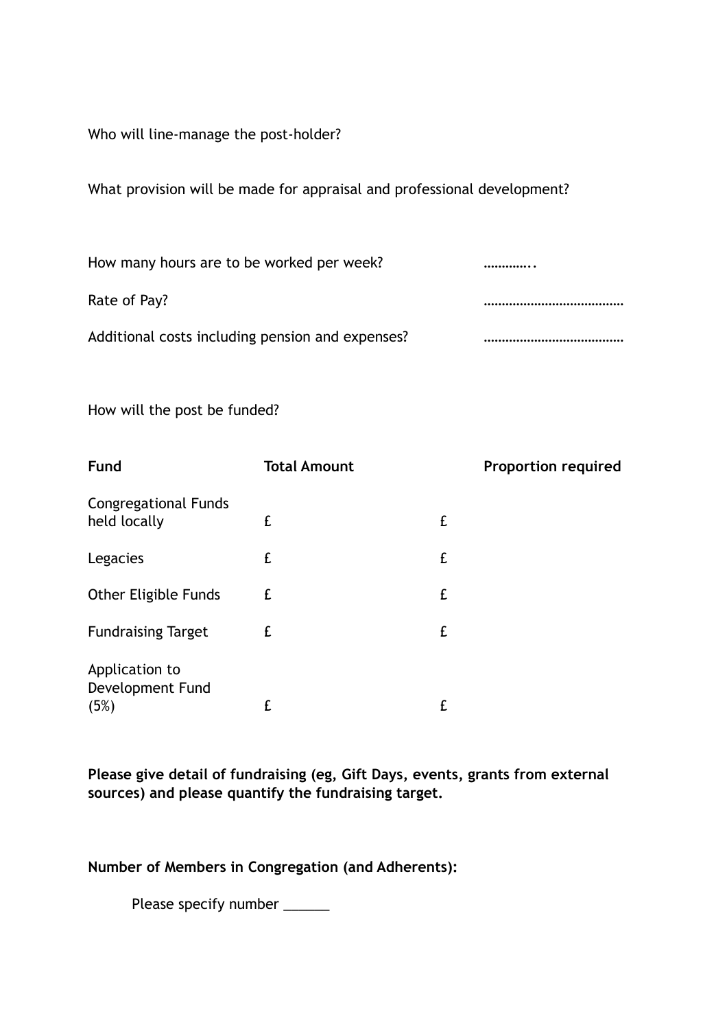Who will line-manage the post-holder?

What provision will be made for appraisal and professional development?

How many hours are to be worked per week? …………..

Rate of Pay? …………………………………

Additional costs including pension and expenses? …………………………………

How will the post be funded?

| **Fund** | **Total Amount** | | **Proportion required** |
|---|---|---|---|
| Congregational Funds held locally | £ | £ | |
| Legacies | £ | £ | |
| Other Eligible Funds | £ | £ | |
| Fundraising Target | £ | £ | |
| Application to Development Fund (5%) | £ | £ | |

**Please give detail of fundraising (eg, Gift Days, events, grants from external sources) and please quantify the fundraising target.**

**Number of Members in Congregation (and Adherents):**

Please specify number ______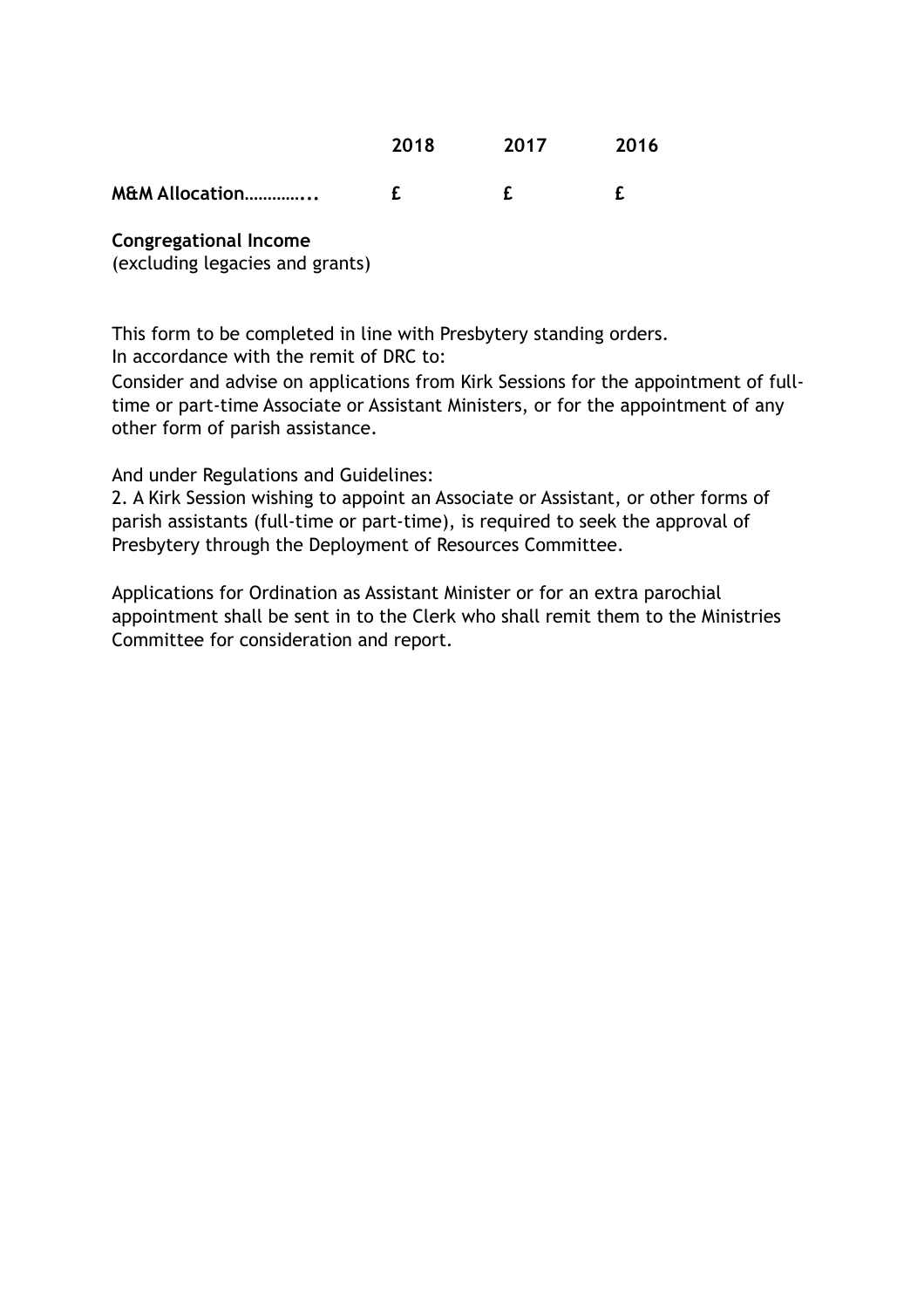| | 2018 | 2017 | 2016 |
|---|---|---|---|
| **M&M Allocation…………..** | **£** | **£** | **£** |

**Congregational Income**
(excluding legacies and grants)

This form to be completed in line with Presbytery standing orders.
In accordance with the remit of DRC to:
Consider and advise on applications from Kirk Sessions for the appointment of full-time or part-time Associate or Assistant Ministers, or for the appointment of any other form of parish assistance.

And under Regulations and Guidelines:
2. A Kirk Session wishing to appoint an Associate or Assistant, or other forms of parish assistants (full-time or part-time), is required to seek the approval of Presbytery through the Deployment of Resources Committee.

Applications for Ordination as Assistant Minister or for an extra parochial appointment shall be sent in to the Clerk who shall remit them to the Ministries Committee for consideration and report.